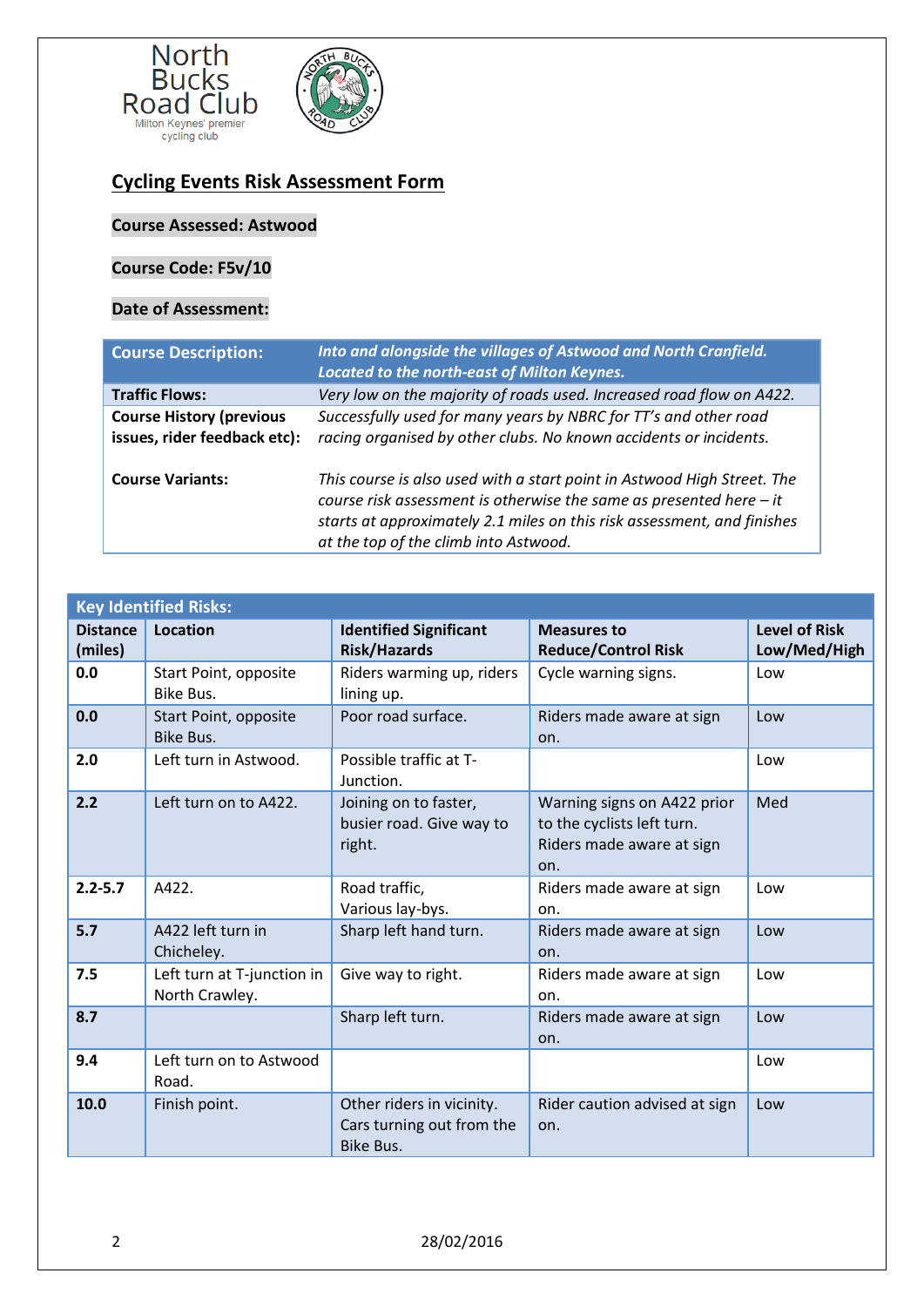North Bucks Road Club
Milton Keynes' premier cycling club

# Cycling Events Risk Assessment Form

**Course Assessed: Astwood**

**Course Code: F5v/10**

**Date of Assessment:**

| **Course Description:** | ***Into and alongside the villages of Astwood and North Cranfield. Located to the north-east of Milton Keynes.*** |
|---|---|
| **Traffic Flows:** | *Very low on the majority of roads used. Increased road flow on A422.* |
| **Course History (previous issues, rider feedback etc):** | *Successfully used for many years by NBRC for TT's and other road racing organised by other clubs. No known accidents or incidents.* |
| **Course Variants:** | *This course is also used with a start point in Astwood High Street. The course risk assessment is otherwise the same as presented here – it starts at approximately 2.1 miles on this risk assessment, and finishes at the top of the climb into Astwood.* |

**Key Identified Risks:**

| Distance (miles) | Location | Identified Significant Risk/Hazards | Measures to Reduce/Control Risk | Level of Risk Low/Med/High |
|---|---|---|---|---|
| **0.0** | Start Point, opposite Bike Bus. | Riders warming up, riders lining up. | Cycle warning signs. | Low |
| **0.0** | Start Point, opposite Bike Bus. | Poor road surface. | Riders made aware at sign on. | Low |
| **2.0** | Left turn in Astwood. | Possible traffic at T-Junction. | | Low |
| **2.2** | Left turn on to A422. | Joining on to faster, busier road. Give way to right. | Warning signs on A422 prior to the cyclists left turn. Riders made aware at sign on. | Med |
| **2.2-5.7** | A422. | Road traffic, Various lay-bys. | Riders made aware at sign on. | Low |
| **5.7** | A422 left turn in Chicheley. | Sharp left hand turn. | Riders made aware at sign on. | Low |
| **7.5** | Left turn at T-junction in North Crawley. | Give way to right. | Riders made aware at sign on. | Low |
| **8.7** | | Sharp left turn. | Riders made aware at sign on. | Low |
| **9.4** | Left turn on to Astwood Road. | | | Low |
| **10.0** | Finish point. | Other riders in vicinity. Cars turning out from the Bike Bus. | Rider caution advised at sign on. | Low |

28/02/2016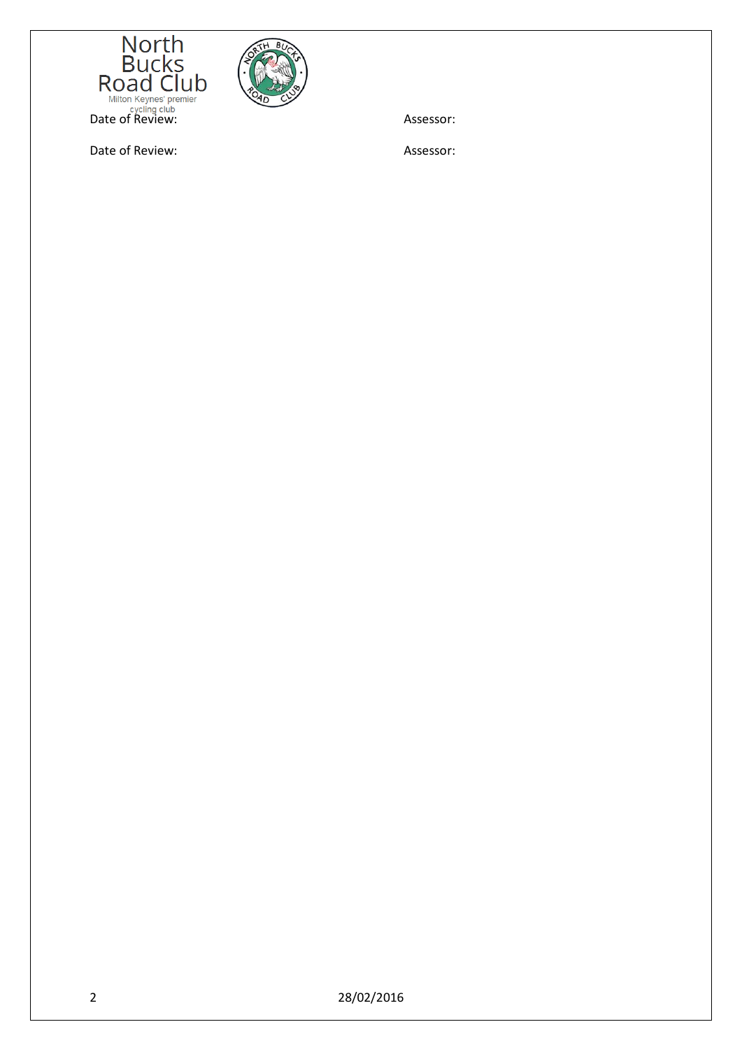Date of Review: Assessor:

Date of Review: Assessor: